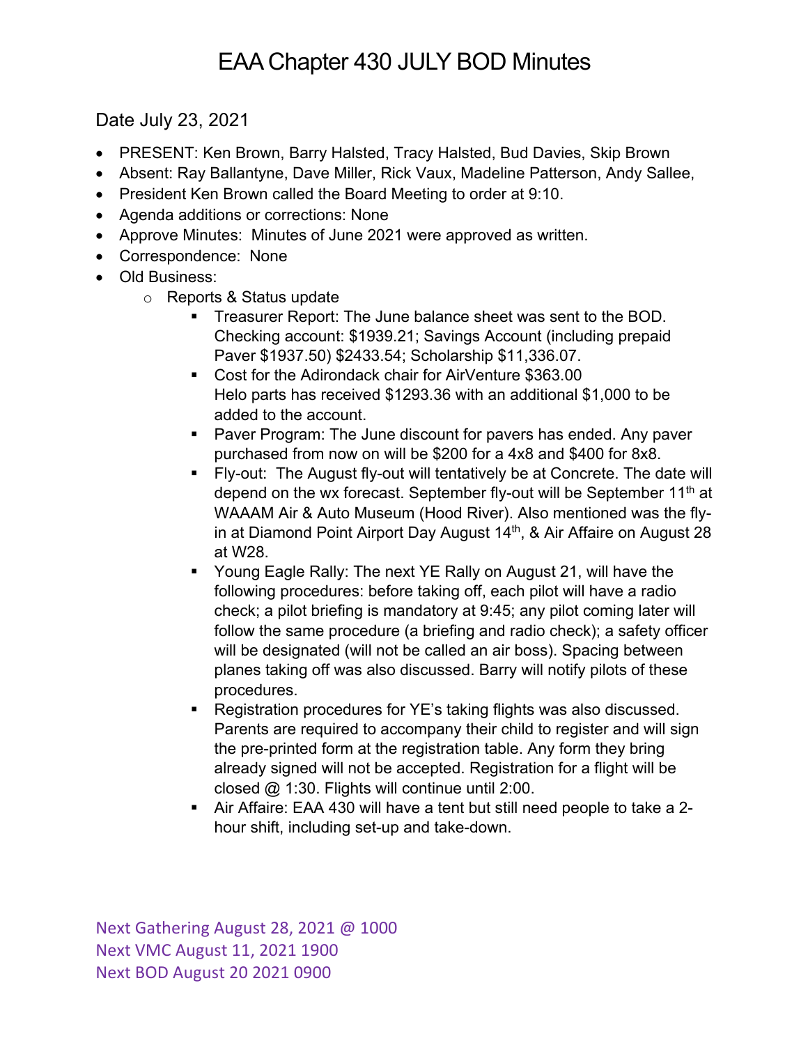# EAA Chapter 430 JULY BOD Minutes

Date July 23, 2021

- PRESENT: Ken Brown, Barry Halsted, Tracy Halsted, Bud Davies, Skip Brown
- Absent: Ray Ballantyne, Dave Miller, Rick Vaux, Madeline Patterson, Andy Sallee,
- President Ken Brown called the Board Meeting to order at 9:10.
- Agenda additions or corrections: None
- Approve Minutes: Minutes of June 2021 were approved as written.
- Correspondence: None
- Old Business:
  - Reports & Status update
    - Treasurer Report: The June balance sheet was sent to the BOD. Checking account: $1939.21; Savings Account (including prepaid Paver $1937.50) $2433.54; Scholarship $11,336.07.
    - Cost for the Adirondack chair for AirVenture $363.00
      Helo parts has received $1293.36 with an additional $1,000 to be added to the account.
    - Paver Program: The June discount for pavers has ended. Any paver purchased from now on will be $200 for a 4x8 and $400 for 8x8.
    - Fly-out: The August fly-out will tentatively be at Concrete. The date will depend on the wx forecast. September fly-out will be September 11th at WAAAM Air & Auto Museum (Hood River). Also mentioned was the fly-in at Diamond Point Airport Day August 14th, & Air Affaire on August 28 at W28.
    - Young Eagle Rally: The next YE Rally on August 21, will have the following procedures: before taking off, each pilot will have a radio check; a pilot briefing is mandatory at 9:45; any pilot coming later will follow the same procedure (a briefing and radio check); a safety officer will be designated (will not be called an air boss). Spacing between planes taking off was also discussed. Barry will notify pilots of these procedures.
    - Registration procedures for YE's taking flights was also discussed. Parents are required to accompany their child to register and will sign the pre-printed form at the registration table. Any form they bring already signed will not be accepted. Registration for a flight will be closed @ 1:30. Flights will continue until 2:00.
    - Air Affaire: EAA 430 will have a tent but still need people to take a 2-hour shift, including set-up and take-down.

Next Gathering August 28, 2021 @ 1000
Next VMC August 11, 2021 1900
Next BOD August 20 2021 0900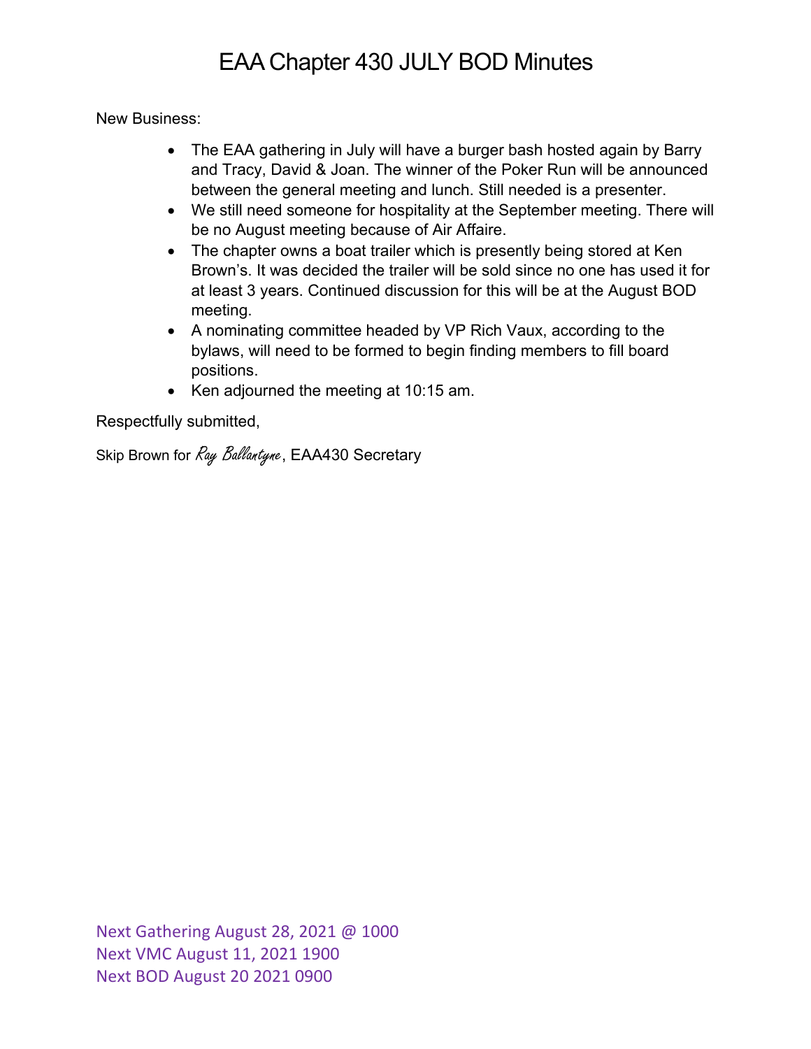# EAA Chapter 430 JULY BOD Minutes

New Business:

- The EAA gathering in July will have a burger bash hosted again by Barry and Tracy, David & Joan. The winner of the Poker Run will be announced between the general meeting and lunch. Still needed is a presenter.
- We still need someone for hospitality at the September meeting. There will be no August meeting because of Air Affaire.
- The chapter owns a boat trailer which is presently being stored at Ken Brown's. It was decided the trailer will be sold since no one has used it for at least 3 years. Continued discussion for this will be at the August BOD meeting.
- A nominating committee headed by VP Rich Vaux, according to the bylaws, will need to be formed to begin finding members to fill board positions.
- Ken adjourned the meeting at 10:15 am.

Respectfully submitted,

Skip Brown for *Ray Ballantyne*, EAA430 Secretary

Next Gathering August 28, 2021 @ 1000
Next VMC August 11, 2021 1900
Next BOD August 20 2021 0900